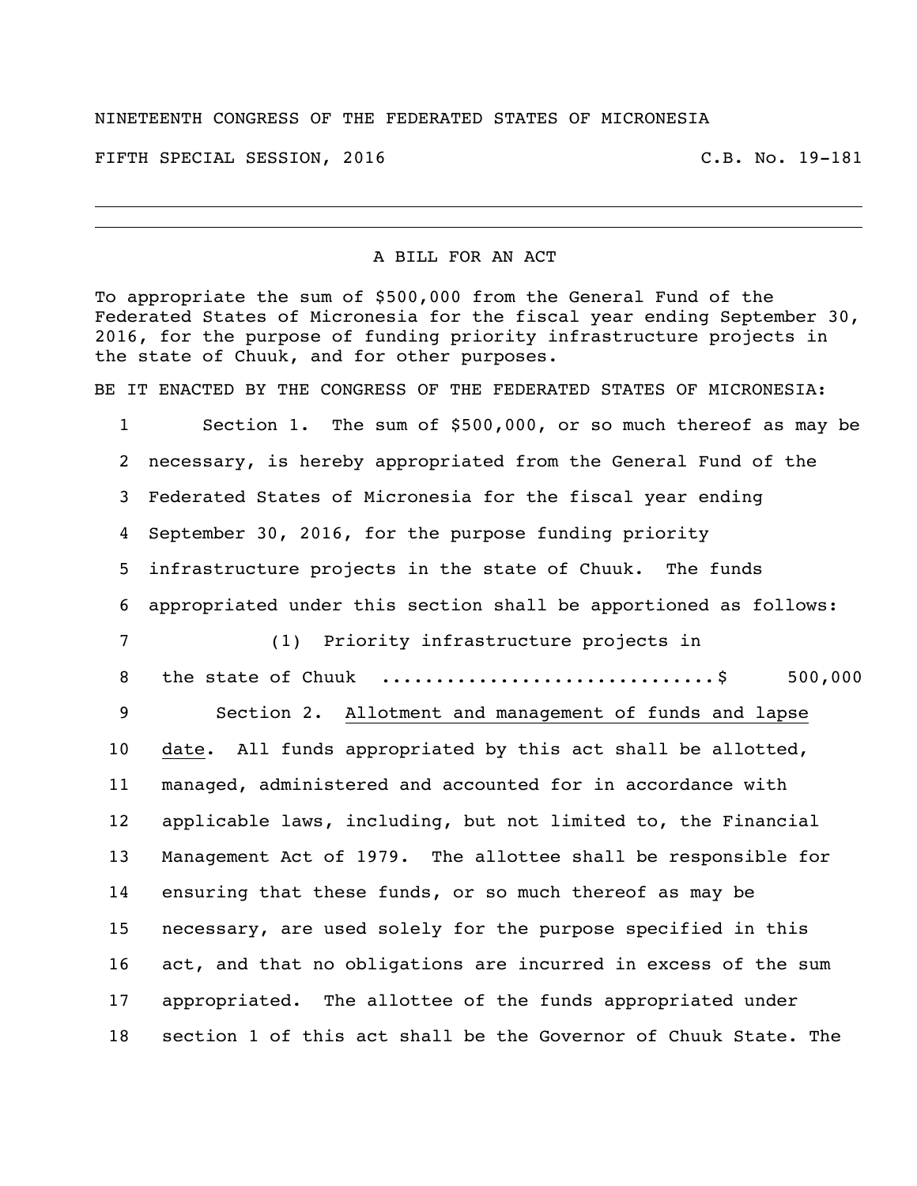NINETEENTH CONGRESS OF THE FEDERATED STATES OF MICRONESIA

FIFTH SPECIAL SESSION, 2016 C.B. No. 19-181

---

A BILL FOR AN ACT

To appropriate the sum of $500,000 from the General Fund of the Federated States of Micronesia for the fiscal year ending September 30, 2016, for the purpose of funding priority infrastructure projects in the state of Chuuk, and for other purposes.

BE IT ENACTED BY THE CONGRESS OF THE FEDERATED STATES OF MICRONESIA:

1 Section 1. The sum of $500,000, or so much thereof as may be
2 necessary, is hereby appropriated from the General Fund of the
3 Federated States of Micronesia for the fiscal year ending
4 September 30, 2016, for the purpose funding priority
5 infrastructure projects in the state of Chuuk. The funds
6 appropriated under this section shall be apportioned as follows:
7 (1) Priority infrastructure projects in
8 the state of Chuuk ..............................$ 500,000
9 Section 2. Allotment and management of funds and lapse
10 date. All funds appropriated by this act shall be allotted,
11 managed, administered and accounted for in accordance with
12 applicable laws, including, but not limited to, the Financial
13 Management Act of 1979. The allottee shall be responsible for
14 ensuring that these funds, or so much thereof as may be
15 necessary, are used solely for the purpose specified in this
16 act, and that no obligations are incurred in excess of the sum
17 appropriated. The allottee of the funds appropriated under
18 section 1 of this act shall be the Governor of Chuuk State. The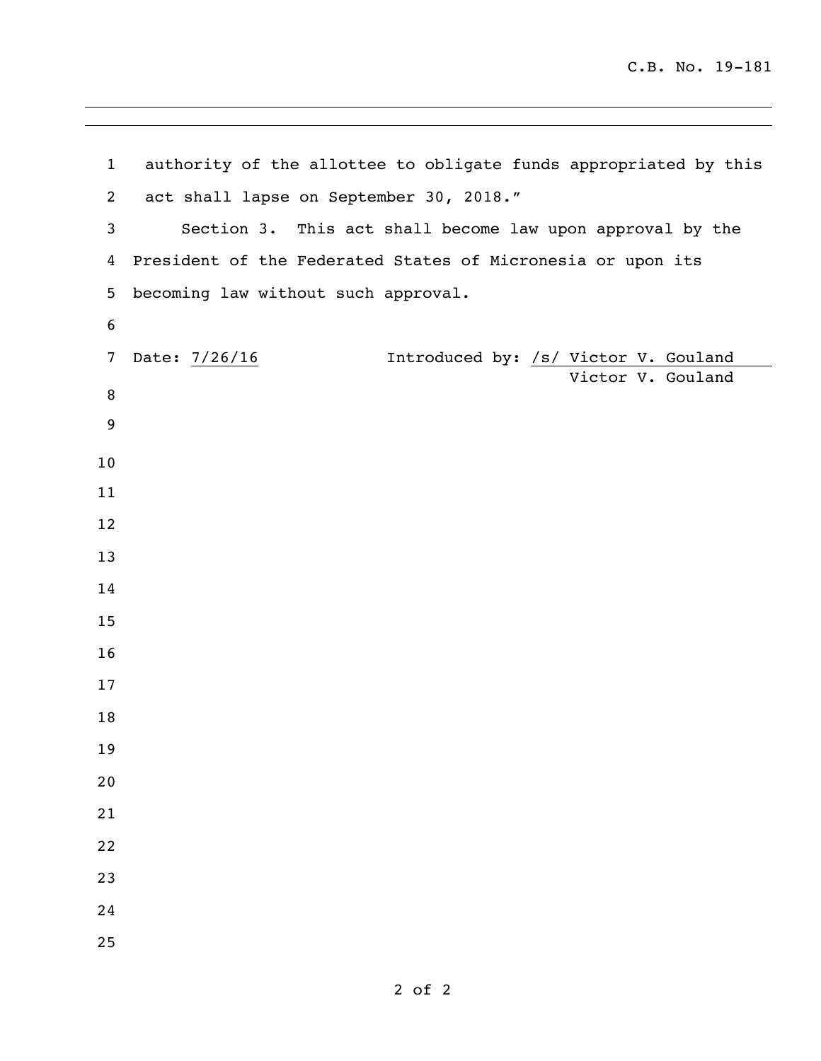authority of the allottee to obligate funds appropriated by this act shall lapse on September 30, 2018."

Section 3. This act shall become law upon approval by the President of the Federated States of Micronesia or upon its becoming law without such approval.

Date: 7/26/16 Introduced by: /s/ Victor V. Gouland

Victor V. Gouland